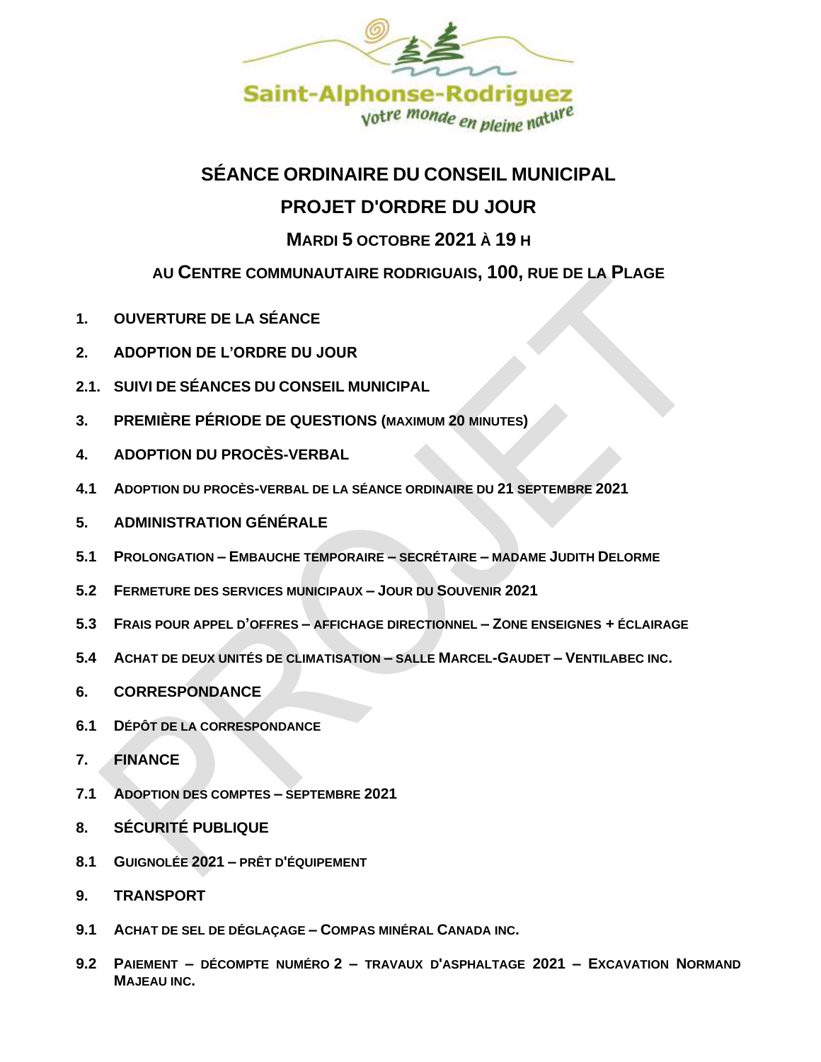Saint-Alphonse-Rodriguez

*votre monde en pleine nature*

# SÉANCE ORDINAIRE DU CONSEIL MUNICIPAL

## PROJET D'ORDRE DU JOUR

### MARDI 5 OCTOBRE 2021 À 19 H

### AU CENTRE COMMUNAUTAIRE RODRIGUAIS, 100, RUE DE LA PLAGE

**1. OUVERTURE DE LA SÉANCE**

**2. ADOPTION DE L'ORDRE DU JOUR**

**2.1. SUIVI DE SÉANCES DU CONSEIL MUNICIPAL**

**3. PREMIÈRE PÉRIODE DE QUESTIONS (MAXIMUM 20 MINUTES)**

**4. ADOPTION DU PROCÈS-VERBAL**

**4.1 ADOPTION DU PROCÈS-VERBAL DE LA SÉANCE ORDINAIRE DU 21 SEPTEMBRE 2021**

**5. ADMINISTRATION GÉNÉRALE**

**5.1 PROLONGATION – EMBAUCHE TEMPORAIRE – SECRÉTAIRE – MADAME JUDITH DELORME**

**5.2 FERMETURE DES SERVICES MUNICIPAUX – JOUR DU SOUVENIR 2021**

**5.3 FRAIS POUR APPEL D'OFFRES – AFFICHAGE DIRECTIONNEL – ZONE ENSEIGNES + ÉCLAIRAGE**

**5.4 ACHAT DE DEUX UNITÉS DE CLIMATISATION – SALLE MARCEL-GAUDET – VENTILABEC INC.**

**6. CORRESPONDANCE**

**6.1 DÉPÔT DE LA CORRESPONDANCE**

**7. FINANCE**

**7.1 ADOPTION DES COMPTES – SEPTEMBRE 2021**

**8. SÉCURITÉ PUBLIQUE**

**8.1 GUIGNOLÉE 2021 – PRÊT D'ÉQUIPEMENT**

**9. TRANSPORT**

**9.1 ACHAT DE SEL DE DÉGLAÇAGE – COMPAS MINÉRAL CANADA INC.**

**9.2 PAIEMENT – DÉCOMPTE NUMÉRO 2 – TRAVAUX D'ASPHALTAGE 2021 – EXCAVATION NORMAND MAJEAU INC.**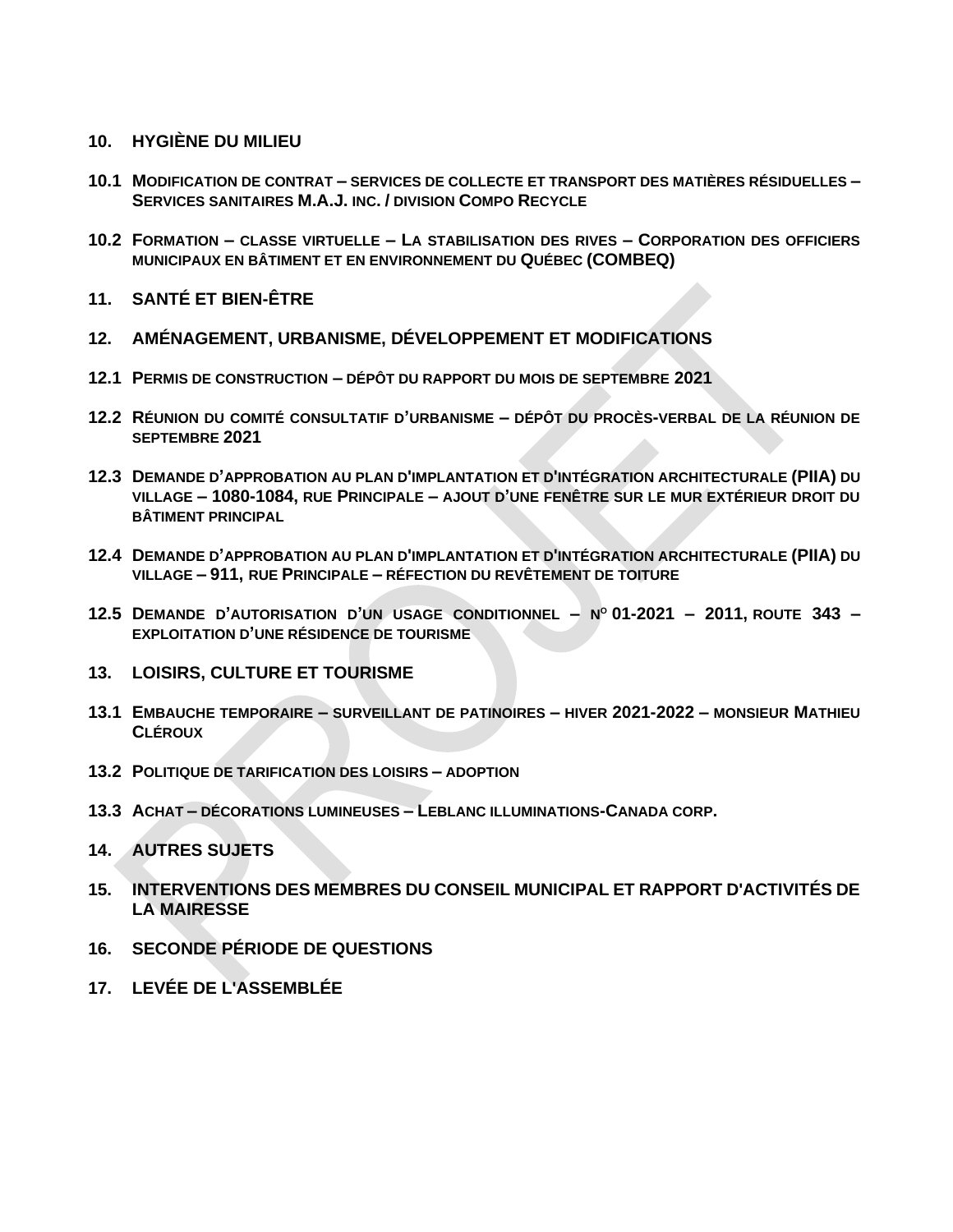**10. HYGIÈNE DU MILIEU**

**10.1 MODIFICATION DE CONTRAT – SERVICES DE COLLECTE ET TRANSPORT DES MATIÈRES RÉSIDUELLES – SERVICES SANITAIRES M.A.J. INC. / DIVISION COMPO RECYCLE**

**10.2 FORMATION – CLASSE VIRTUELLE – LA STABILISATION DES RIVES – CORPORATION DES OFFICIERS MUNICIPAUX EN BÂTIMENT ET EN ENVIRONNEMENT DU QUÉBEC (COMBEQ)**

**11. SANTÉ ET BIEN-ÊTRE**

**12. AMÉNAGEMENT, URBANISME, DÉVELOPPEMENT ET MODIFICATIONS**

**12.1 PERMIS DE CONSTRUCTION – DÉPÔT DU RAPPORT DU MOIS DE SEPTEMBRE 2021**

**12.2 RÉUNION DU COMITÉ CONSULTATIF D'URBANISME – DÉPÔT DU PROCÈS-VERBAL DE LA RÉUNION DE SEPTEMBRE 2021**

**12.3 DEMANDE D'APPROBATION AU PLAN D'IMPLANTATION ET D'INTÉGRATION ARCHITECTURALE (PIIA) DU VILLAGE – 1080-1084, RUE PRINCIPALE – AJOUT D'UNE FENÊTRE SUR LE MUR EXTÉRIEUR DROIT DU BÂTIMENT PRINCIPAL**

**12.4 DEMANDE D'APPROBATION AU PLAN D'IMPLANTATION ET D'INTÉGRATION ARCHITECTURALE (PIIA) DU VILLAGE – 911, RUE PRINCIPALE – RÉFECTION DU REVÊTEMENT DE TOITURE**

**12.5 DEMANDE D'AUTORISATION D'UN USAGE CONDITIONNEL – N° 01-2021 – 2011, ROUTE 343 – EXPLOITATION D'UNE RÉSIDENCE DE TOURISME**

**13. LOISIRS, CULTURE ET TOURISME**

**13.1 EMBAUCHE TEMPORAIRE – SURVEILLANT DE PATINOIRES – HIVER 2021-2022 – MONSIEUR MATHIEU CLÉROUX**

**13.2 POLITIQUE DE TARIFICATION DES LOISIRS – ADOPTION**

**13.3 ACHAT – DÉCORATIONS LUMINEUSES – LEBLANC ILLUMINATIONS-CANADA CORP.**

**14. AUTRES SUJETS**

**15. INTERVENTIONS DES MEMBRES DU CONSEIL MUNICIPAL ET RAPPORT D'ACTIVITÉS DE LA MAIRESSE**

**16. SECONDE PÉRIODE DE QUESTIONS**

**17. LEVÉE DE L'ASSEMBLÉE**